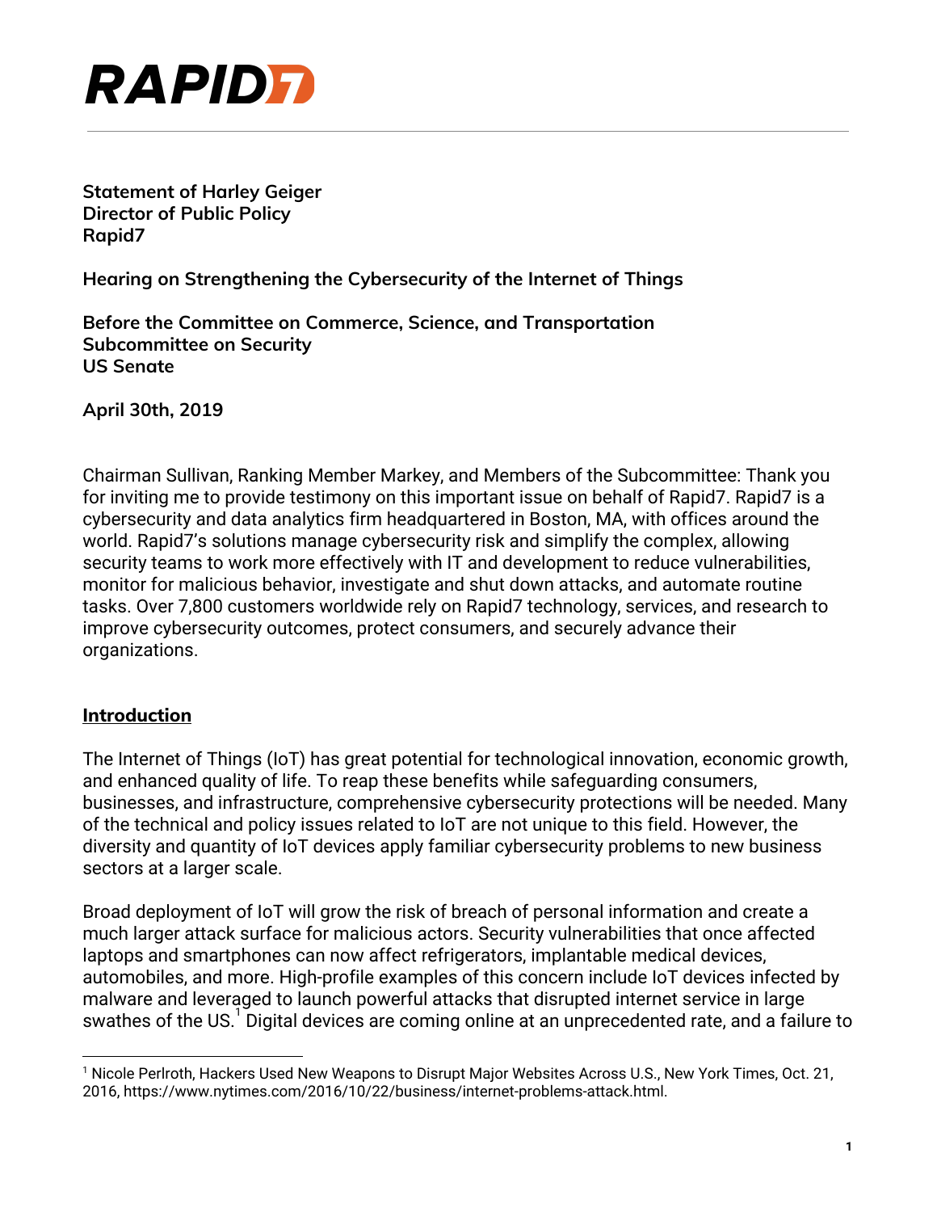# RAPID7

**Statement of Harley Geiger**
**Director of Public Policy**
**Rapid7**

**Hearing on Strengthening the Cybersecurity of the Internet of Things**

**Before the Committee on Commerce, Science, and Transportation**
**Subcommittee on Security**
**US Senate**

**April 30th, 2019**

Chairman Sullivan, Ranking Member Markey, and Members of the Subcommittee: Thank you for inviting me to provide testimony on this important issue on behalf of Rapid7. Rapid7 is a cybersecurity and data analytics firm headquartered in Boston, MA, with offices around the world. Rapid7's solutions manage cybersecurity risk and simplify the complex, allowing security teams to work more effectively with IT and development to reduce vulnerabilities, monitor for malicious behavior, investigate and shut down attacks, and automate routine tasks. Over 7,800 customers worldwide rely on Rapid7 technology, services, and research to improve cybersecurity outcomes, protect consumers, and securely advance their organizations.

## Introduction

The Internet of Things (IoT) has great potential for technological innovation, economic growth, and enhanced quality of life. To reap these benefits while safeguarding consumers, businesses, and infrastructure, comprehensive cybersecurity protections will be needed. Many of the technical and policy issues related to IoT are not unique to this field. However, the diversity and quantity of IoT devices apply familiar cybersecurity problems to new business sectors at a larger scale.

Broad deployment of IoT will grow the risk of breach of personal information and create a much larger attack surface for malicious actors. Security vulnerabilities that once affected laptops and smartphones can now affect refrigerators, implantable medical devices, automobiles, and more. High-profile examples of this concern include IoT devices infected by malware and leveraged to launch powerful attacks that disrupted internet service in large swathes of the US.[1] Digital devices are coming online at an unprecedented rate, and a failure to

[1] Nicole Perlroth, Hackers Used New Weapons to Disrupt Major Websites Across U.S., New York Times, Oct. 21, 2016, https://www.nytimes.com/2016/10/22/business/internet-problems-attack.html.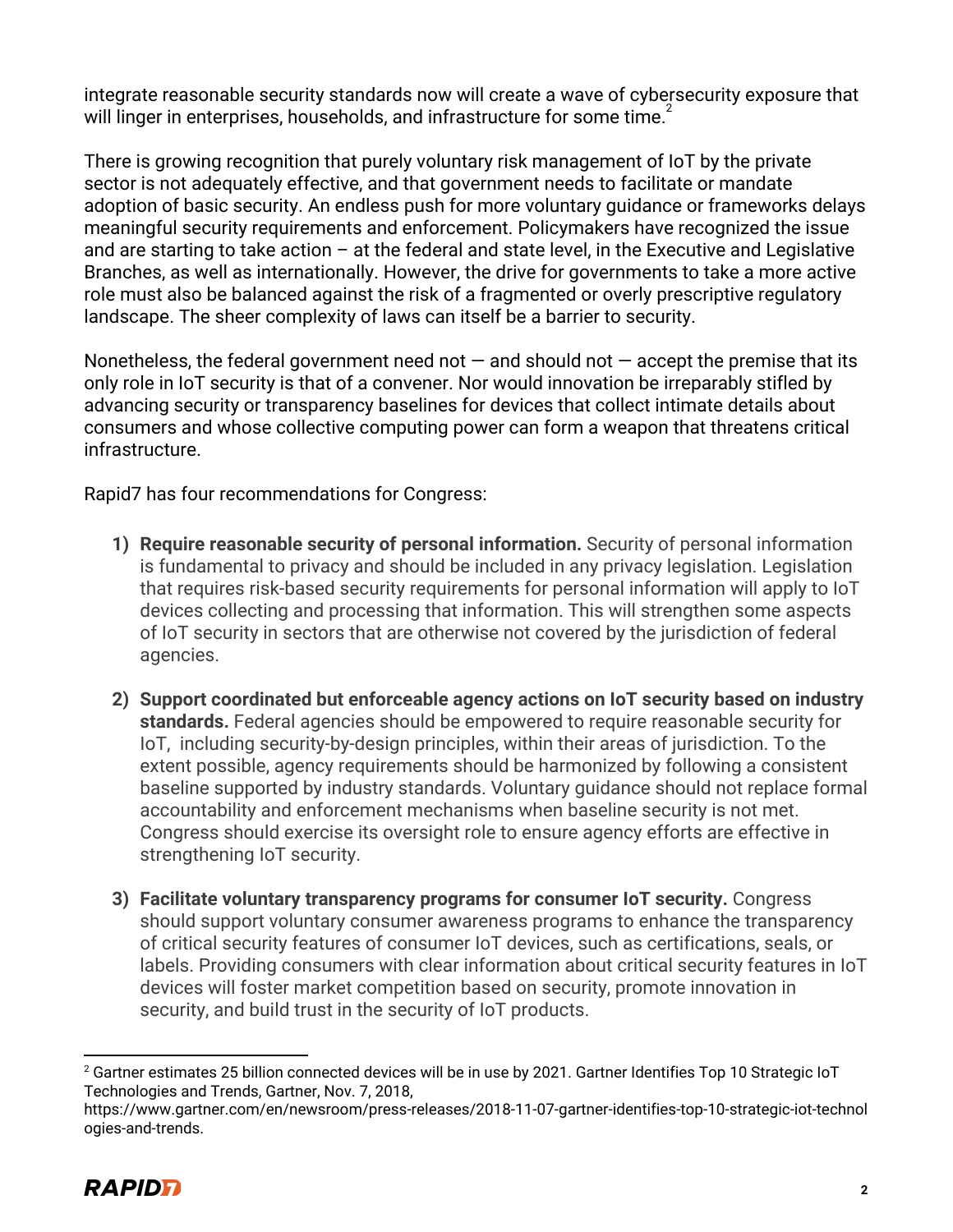integrate reasonable security standards now will create a wave of cybersecurity exposure that will linger in enterprises, households, and infrastructure for some time.[2]

There is growing recognition that purely voluntary risk management of IoT by the private sector is not adequately effective, and that government needs to facilitate or mandate adoption of basic security. An endless push for more voluntary guidance or frameworks delays meaningful security requirements and enforcement. Policymakers have recognized the issue and are starting to take action – at the federal and state level, in the Executive and Legislative Branches, as well as internationally. However, the drive for governments to take a more active role must also be balanced against the risk of a fragmented or overly prescriptive regulatory landscape. The sheer complexity of laws can itself be a barrier to security.

Nonetheless, the federal government need not — and should not — accept the premise that its only role in IoT security is that of a convener. Nor would innovation be irreparably stifled by advancing security or transparency baselines for devices that collect intimate details about consumers and whose collective computing power can form a weapon that threatens critical infrastructure.

Rapid7 has four recommendations for Congress:

1) **Require reasonable security of personal information.** Security of personal information is fundamental to privacy and should be included in any privacy legislation. Legislation that requires risk-based security requirements for personal information will apply to IoT devices collecting and processing that information. This will strengthen some aspects of IoT security in sectors that are otherwise not covered by the jurisdiction of federal agencies.

2) **Support coordinated but enforceable agency actions on IoT security based on industry standards.** Federal agencies should be empowered to require reasonable security for IoT, including security-by-design principles, within their areas of jurisdiction. To the extent possible, agency requirements should be harmonized by following a consistent baseline supported by industry standards. Voluntary guidance should not replace formal accountability and enforcement mechanisms when baseline security is not met. Congress should exercise its oversight role to ensure agency efforts are effective in strengthening IoT security.

3) **Facilitate voluntary transparency programs for consumer IoT security.** Congress should support voluntary consumer awareness programs to enhance the transparency of critical security features of consumer IoT devices, such as certifications, seals, or labels. Providing consumers with clear information about critical security features in IoT devices will foster market competition based on security, promote innovation in security, and build trust in the security of IoT products.

---

[2] Gartner estimates 25 billion connected devices will be in use by 2021. Gartner Identifies Top 10 Strategic IoT Technologies and Trends, Gartner, Nov. 7, 2018, https://www.gartner.com/en/newsroom/press-releases/2018-11-07-gartner-identifies-top-10-strategic-iot-technologies-and-trends.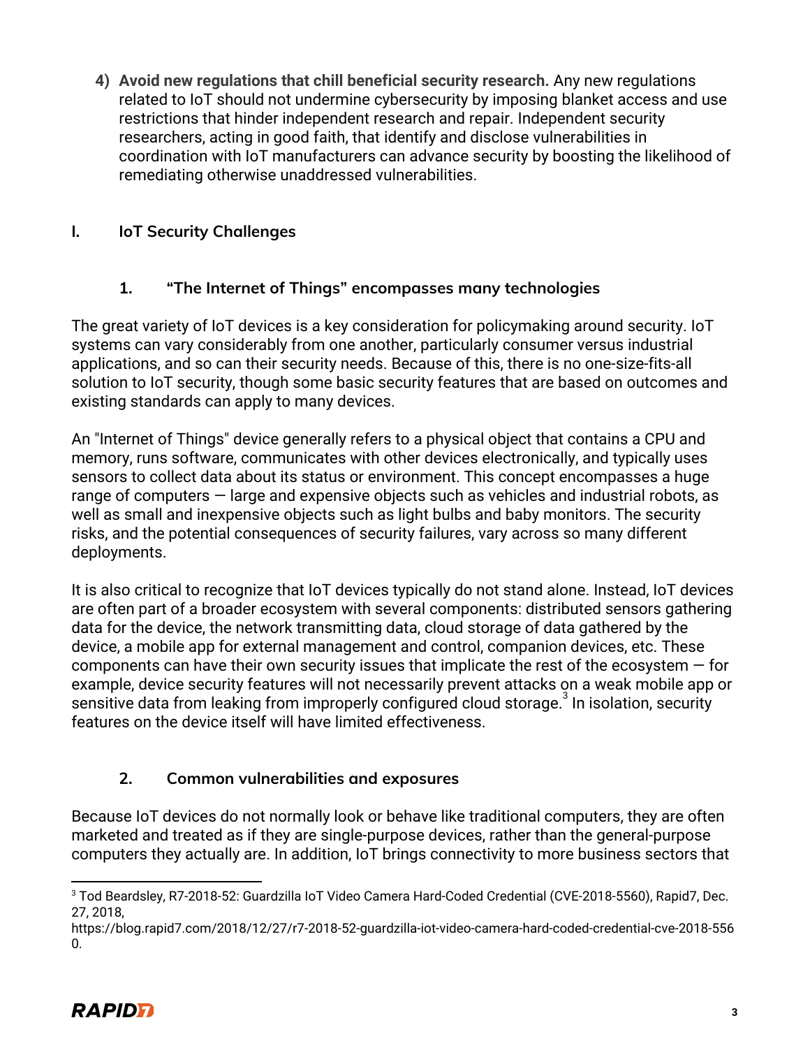4) **Avoid new regulations that chill beneficial security research.** Any new regulations related to IoT should not undermine cybersecurity by imposing blanket access and use restrictions that hinder independent research and repair. Independent security researchers, acting in good faith, that identify and disclose vulnerabilities in coordination with IoT manufacturers can advance security by boosting the likelihood of remediating otherwise unaddressed vulnerabilities.

## I. IoT Security Challenges

### 1. "The Internet of Things" encompasses many technologies

The great variety of IoT devices is a key consideration for policymaking around security. IoT systems can vary considerably from one another, particularly consumer versus industrial applications, and so can their security needs. Because of this, there is no one-size-fits-all solution to IoT security, though some basic security features that are based on outcomes and existing standards can apply to many devices.

An "Internet of Things" device generally refers to a physical object that contains a CPU and memory, runs software, communicates with other devices electronically, and typically uses sensors to collect data about its status or environment. This concept encompasses a huge range of computers — large and expensive objects such as vehicles and industrial robots, as well as small and inexpensive objects such as light bulbs and baby monitors. The security risks, and the potential consequences of security failures, vary across so many different deployments.

It is also critical to recognize that IoT devices typically do not stand alone. Instead, IoT devices are often part of a broader ecosystem with several components: distributed sensors gathering data for the device, the network transmitting data, cloud storage of data gathered by the device, a mobile app for external management and control, companion devices, etc. These components can have their own security issues that implicate the rest of the ecosystem — for example, device security features will not necessarily prevent attacks on a weak mobile app or sensitive data from leaking from improperly configured cloud storage.[3] In isolation, security features on the device itself will have limited effectiveness.

### 2. Common vulnerabilities and exposures

Because IoT devices do not normally look or behave like traditional computers, they are often marketed and treated as if they are single-purpose devices, rather than the general-purpose computers they actually are. In addition, IoT brings connectivity to more business sectors that

[3] Tod Beardsley, R7-2018-52: Guardzilla IoT Video Camera Hard-Coded Credential (CVE-2018-5560), Rapid7, Dec. 27, 2018, https://blog.rapid7.com/2018/12/27/r7-2018-52-guardzilla-iot-video-camera-hard-coded-credential-cve-2018-5560.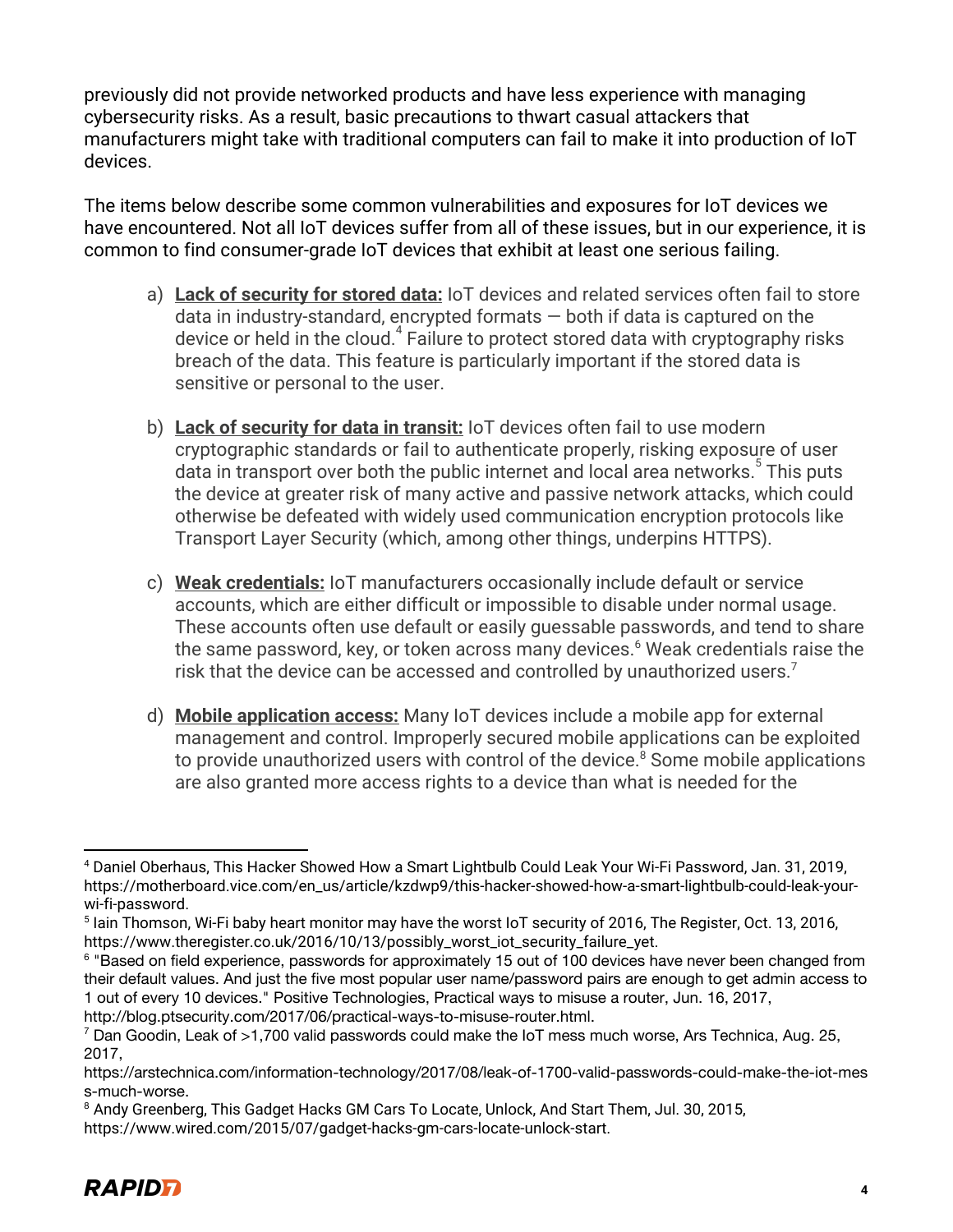previously did not provide networked products and have less experience with managing cybersecurity risks. As a result, basic precautions to thwart casual attackers that manufacturers might take with traditional computers can fail to make it into production of IoT devices.

The items below describe some common vulnerabilities and exposures for IoT devices we have encountered. Not all IoT devices suffer from all of these issues, but in our experience, it is common to find consumer-grade IoT devices that exhibit at least one serious failing.

a) **Lack of security for stored data:** IoT devices and related services often fail to store data in industry-standard, encrypted formats — both if data is captured on the device or held in the cloud.[4] Failure to protect stored data with cryptography risks breach of the data. This feature is particularly important if the stored data is sensitive or personal to the user.

b) **Lack of security for data in transit:** IoT devices often fail to use modern cryptographic standards or fail to authenticate properly, risking exposure of user data in transport over both the public internet and local area networks.[5] This puts the device at greater risk of many active and passive network attacks, which could otherwise be defeated with widely used communication encryption protocols like Transport Layer Security (which, among other things, underpins HTTPS).

c) **Weak credentials:** IoT manufacturers occasionally include default or service accounts, which are either difficult or impossible to disable under normal usage. These accounts often use default or easily guessable passwords, and tend to share the same password, key, or token across many devices.[6] Weak credentials raise the risk that the device can be accessed and controlled by unauthorized users.[7]

d) **Mobile application access:** Many IoT devices include a mobile app for external management and control. Improperly secured mobile applications can be exploited to provide unauthorized users with control of the device.[8] Some mobile applications are also granted more access rights to a device than what is needed for the

---

[4] Daniel Oberhaus, This Hacker Showed How a Smart Lightbulb Could Leak Your Wi-Fi Password, Jan. 31, 2019, https://motherboard.vice.com/en_us/article/kzdwp9/this-hacker-showed-how-a-smart-lightbulb-could-leak-your-wi-fi-password.

[5] Iain Thomson, Wi-Fi baby heart monitor may have the worst IoT security of 2016, The Register, Oct. 13, 2016, https://www.theregister.co.uk/2016/10/13/possibly_worst_iot_security_failure_yet.

[6] "Based on field experience, passwords for approximately 15 out of 100 devices have never been changed from their default values. And just the five most popular user name/password pairs are enough to get admin access to 1 out of every 10 devices." Positive Technologies, Practical ways to misuse a router, Jun. 16, 2017, http://blog.ptsecurity.com/2017/06/practical-ways-to-misuse-router.html.

[7] Dan Goodin, Leak of >1,700 valid passwords could make the IoT mess much worse, Ars Technica, Aug. 25, 2017, https://arstechnica.com/information-technology/2017/08/leak-of-1700-valid-passwords-could-make-the-iot-mess-much-worse.

[8] Andy Greenberg, This Gadget Hacks GM Cars To Locate, Unlock, And Start Them, Jul. 30, 2015, https://www.wired.com/2015/07/gadget-hacks-gm-cars-locate-unlock-start.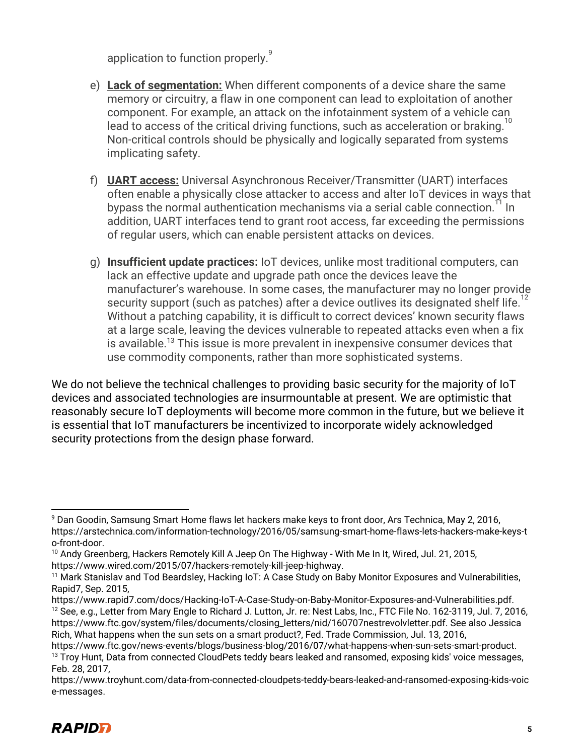application to function properly.[9]

e) **Lack of segmentation:** When different components of a device share the same memory or circuitry, a flaw in one component can lead to exploitation of another component. For example, an attack on the infotainment system of a vehicle can lead to access of the critical driving functions, such as acceleration or braking.[10] Non-critical controls should be physically and logically separated from systems implicating safety.

f) **UART access:** Universal Asynchronous Receiver/Transmitter (UART) interfaces often enable a physically close attacker to access and alter IoT devices in ways that bypass the normal authentication mechanisms via a serial cable connection.[11] In addition, UART interfaces tend to grant root access, far exceeding the permissions of regular users, which can enable persistent attacks on devices.

g) **Insufficient update practices:** IoT devices, unlike most traditional computers, can lack an effective update and upgrade path once the devices leave the manufacturer's warehouse. In some cases, the manufacturer may no longer provide security support (such as patches) after a device outlives its designated shelf life.[12] Without a patching capability, it is difficult to correct devices' known security flaws at a large scale, leaving the devices vulnerable to repeated attacks even when a fix is available.[13] This issue is more prevalent in inexpensive consumer devices that use commodity components, rather than more sophisticated systems.

We do not believe the technical challenges to providing basic security for the majority of IoT devices and associated technologies are insurmountable at present. We are optimistic that reasonably secure IoT deployments will become more common in the future, but we believe it is essential that IoT manufacturers be incentivized to incorporate widely acknowledged security protections from the design phase forward.

---

[9] Dan Goodin, Samsung Smart Home flaws let hackers make keys to front door, Ars Technica, May 2, 2016, https://arstechnica.com/information-technology/2016/05/samsung-smart-home-flaws-lets-hackers-make-keys-to-front-door.

[10] Andy Greenberg, Hackers Remotely Kill A Jeep On The Highway - With Me In It, Wired, Jul. 21, 2015, https://www.wired.com/2015/07/hackers-remotely-kill-jeep-highway.

[11] Mark Stanislav and Tod Beardsley, Hacking IoT: A Case Study on Baby Monitor Exposures and Vulnerabilities, Rapid7, Sep. 2015, https://www.rapid7.com/docs/Hacking-IoT-A-Case-Study-on-Baby-Monitor-Exposures-and-Vulnerabilities.pdf.

[12] See, e.g., Letter from Mary Engle to Richard J. Lutton, Jr. re: Nest Labs, Inc., FTC File No. 162-3119, Jul. 7, 2016, https://www.ftc.gov/system/files/documents/closing_letters/nid/160707nestrevolvletter.pdf. See also Jessica Rich, What happens when the sun sets on a smart product?, Fed. Trade Commission, Jul. 13, 2016, https://www.ftc.gov/news-events/blogs/business-blog/2016/07/what-happens-when-sun-sets-smart-product.

[13] Troy Hunt, Data from connected CloudPets teddy bears leaked and ransomed, exposing kids' voice messages, Feb. 28, 2017, https://www.troyhunt.com/data-from-connected-cloudpets-teddy-bears-leaked-and-ransomed-exposing-kids-voice-messages.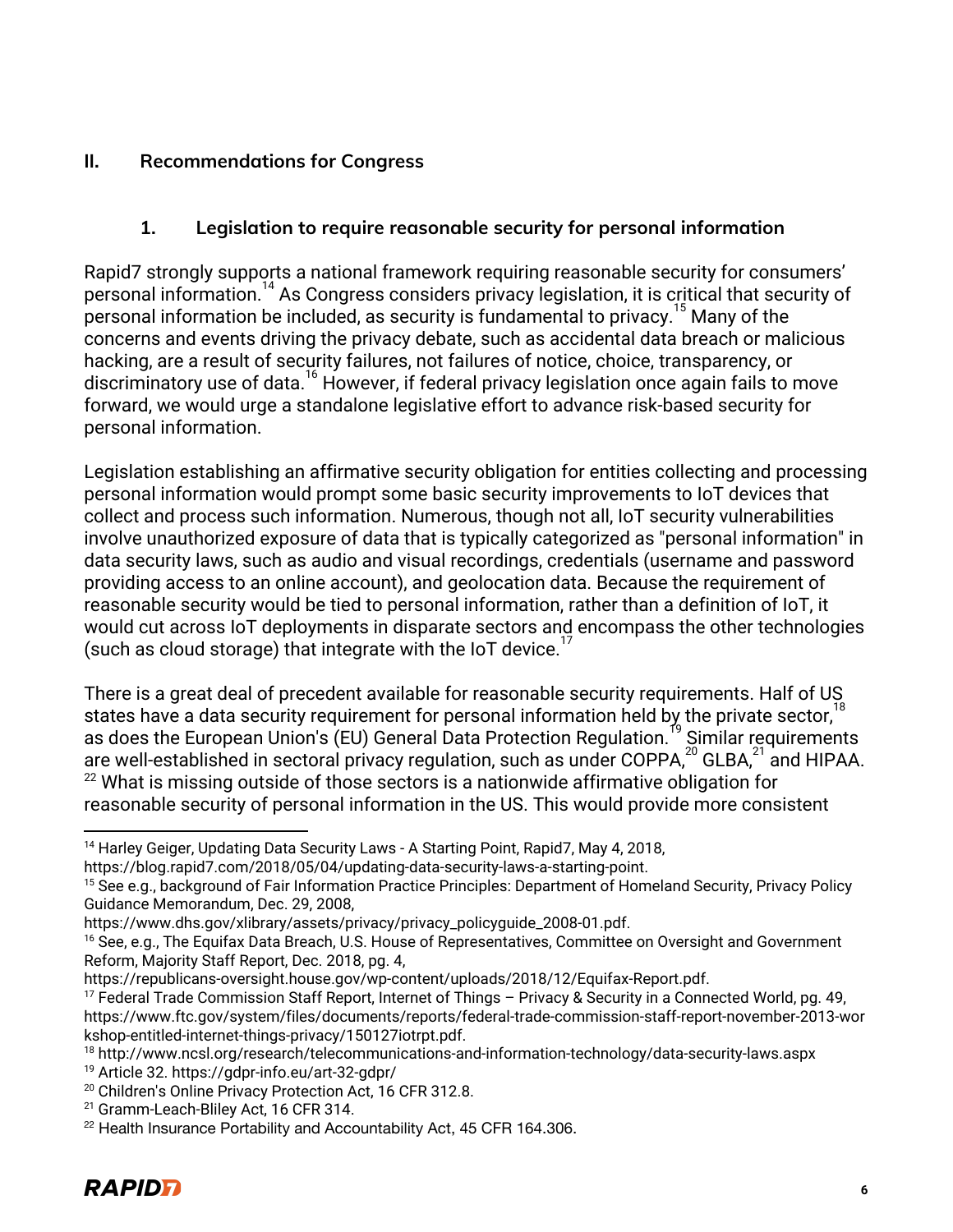## II. Recommendations for Congress

### 1. Legislation to require reasonable security for personal information

Rapid7 strongly supports a national framework requiring reasonable security for consumers' personal information.[14] As Congress considers privacy legislation, it is critical that security of personal information be included, as security is fundamental to privacy.[15] Many of the concerns and events driving the privacy debate, such as accidental data breach or malicious hacking, are a result of security failures, not failures of notice, choice, transparency, or discriminatory use of data.[16] However, if federal privacy legislation once again fails to move forward, we would urge a standalone legislative effort to advance risk-based security for personal information.

Legislation establishing an affirmative security obligation for entities collecting and processing personal information would prompt some basic security improvements to IoT devices that collect and process such information. Numerous, though not all, IoT security vulnerabilities involve unauthorized exposure of data that is typically categorized as "personal information" in data security laws, such as audio and visual recordings, credentials (username and password providing access to an online account), and geolocation data. Because the requirement of reasonable security would be tied to personal information, rather than a definition of IoT, it would cut across IoT deployments in disparate sectors and encompass the other technologies (such as cloud storage) that integrate with the IoT device.[17]

There is a great deal of precedent available for reasonable security requirements. Half of US states have a data security requirement for personal information held by the private sector,[18] as does the European Union's (EU) General Data Protection Regulation.[19] Similar requirements are well-established in sectoral privacy regulation, such as under COPPA,[20] GLBA,[21] and HIPAA.[22] What is missing outside of those sectors is a nationwide affirmative obligation for reasonable security of personal information in the US. This would provide more consistent

---

[14] Harley Geiger, Updating Data Security Laws - A Starting Point, Rapid7, May 4, 2018, https://blog.rapid7.com/2018/05/04/updating-data-security-laws-a-starting-point.

[15] See e.g., background of Fair Information Practice Principles: Department of Homeland Security, Privacy Policy Guidance Memorandum, Dec. 29, 2008, https://www.dhs.gov/xlibrary/assets/privacy/privacy_policyguide_2008-01.pdf.

[16] See, e.g., The Equifax Data Breach, U.S. House of Representatives, Committee on Oversight and Government Reform, Majority Staff Report, Dec. 2018, pg. 4, https://republicans-oversight.house.gov/wp-content/uploads/2018/12/Equifax-Report.pdf.

[17] Federal Trade Commission Staff Report, Internet of Things – Privacy & Security in a Connected World, pg. 49, https://www.ftc.gov/system/files/documents/reports/federal-trade-commission-staff-report-november-2013-workshop-entitled-internet-things-privacy/150127iotrpt.pdf.

[18] http://www.ncsl.org/research/telecommunications-and-information-technology/data-security-laws.aspx

[19] Article 32. https://gdpr-info.eu/art-32-gdpr/

[20] Children's Online Privacy Protection Act, 16 CFR 312.8.

[21] Gramm-Leach-Bliley Act, 16 CFR 314.

[22] Health Insurance Portability and Accountability Act, 45 CFR 164.306.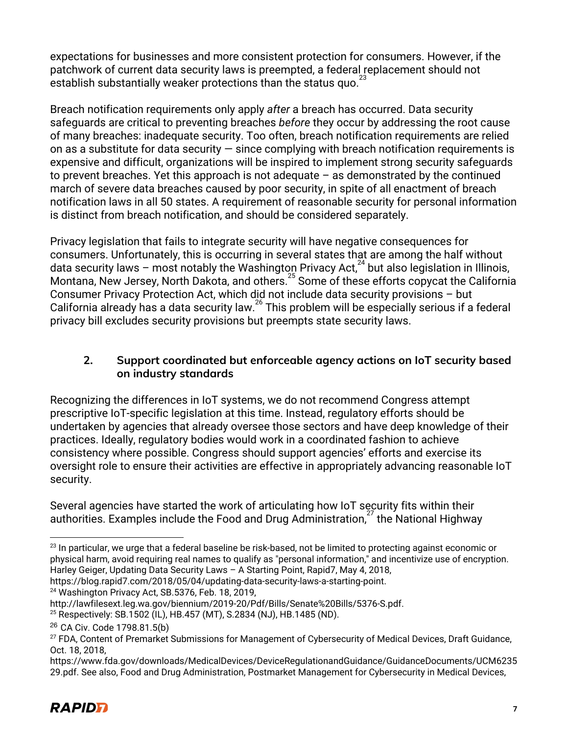expectations for businesses and more consistent protection for consumers. However, if the patchwork of current data security laws is preempted, a federal replacement should not establish substantially weaker protections than the status quo.[23]

Breach notification requirements only apply *after* a breach has occurred. Data security safeguards are critical to preventing breaches *before* they occur by addressing the root cause of many breaches: inadequate security. Too often, breach notification requirements are relied on as a substitute for data security — since complying with breach notification requirements is expensive and difficult, organizations will be inspired to implement strong security safeguards to prevent breaches. Yet this approach is not adequate – as demonstrated by the continued march of severe data breaches caused by poor security, in spite of all enactment of breach notification laws in all 50 states. A requirement of reasonable security for personal information is distinct from breach notification, and should be considered separately.

Privacy legislation that fails to integrate security will have negative consequences for consumers. Unfortunately, this is occurring in several states that are among the half without data security laws – most notably the Washington Privacy Act,[24] but also legislation in Illinois, Montana, New Jersey, North Dakota, and others.[25] Some of these efforts copycat the California Consumer Privacy Protection Act, which did not include data security provisions – but California already has a data security law.[26] This problem will be especially serious if a federal privacy bill excludes security provisions but preempts state security laws.

### 2. Support coordinated but enforceable agency actions on IoT security based on industry standards

Recognizing the differences in IoT systems, we do not recommend Congress attempt prescriptive IoT-specific legislation at this time. Instead, regulatory efforts should be undertaken by agencies that already oversee those sectors and have deep knowledge of their practices. Ideally, regulatory bodies would work in a coordinated fashion to achieve consistency where possible. Congress should support agencies' efforts and exercise its oversight role to ensure their activities are effective in appropriately advancing reasonable IoT security.

Several agencies have started the work of articulating how IoT security fits within their authorities. Examples include the Food and Drug Administration,[27] the National Highway

---

[23] In particular, we urge that a federal baseline be risk-based, not be limited to protecting against economic or physical harm, avoid requiring real names to qualify as "personal information," and incentivize use of encryption. Harley Geiger, Updating Data Security Laws – A Starting Point, Rapid7, May 4, 2018, https://blog.rapid7.com/2018/05/04/updating-data-security-laws-a-starting-point.

[24] Washington Privacy Act, SB.5376, Feb. 18, 2019, http://lawfilesext.leg.wa.gov/biennium/2019-20/Pdf/Bills/Senate%20Bills/5376-S.pdf.

[25] Respectively: SB.1502 (IL), HB.457 (MT), S.2834 (NJ), HB.1485 (ND).

[26] CA Civ. Code 1798.81.5(b)

[27] FDA, Content of Premarket Submissions for Management of Cybersecurity of Medical Devices, Draft Guidance, Oct. 18, 2018, https://www.fda.gov/downloads/MedicalDevices/DeviceRegulationandGuidance/GuidanceDocuments/UCM623529.pdf. See also, Food and Drug Administration, Postmarket Management for Cybersecurity in Medical Devices,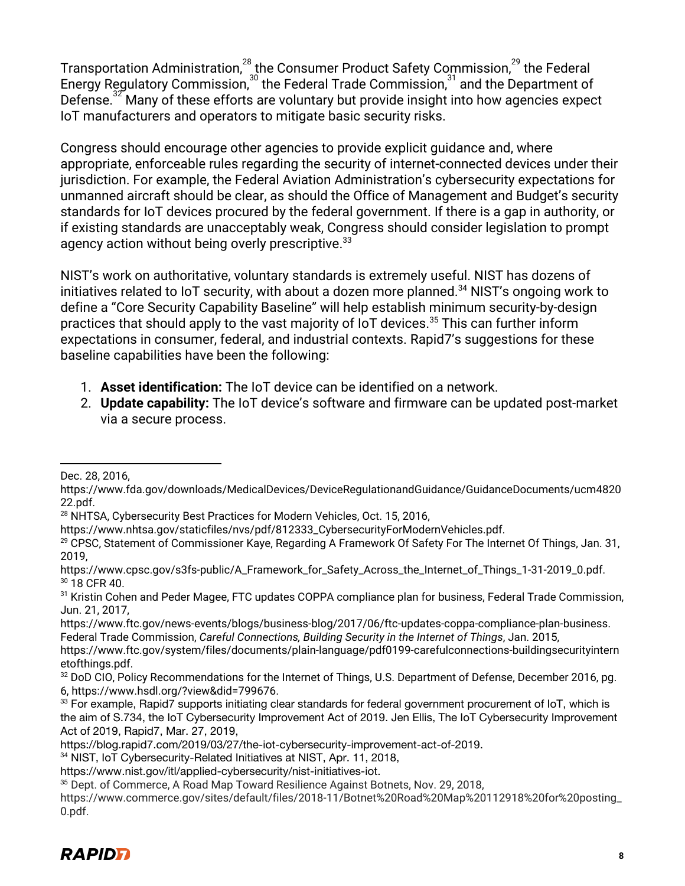Transportation Administration,[28] the Consumer Product Safety Commission,[29] the Federal Energy Regulatory Commission,[30] the Federal Trade Commission,[31] and the Department of Defense.[32] Many of these efforts are voluntary but provide insight into how agencies expect IoT manufacturers and operators to mitigate basic security risks.

Congress should encourage other agencies to provide explicit guidance and, where appropriate, enforceable rules regarding the security of internet-connected devices under their jurisdiction. For example, the Federal Aviation Administration's cybersecurity expectations for unmanned aircraft should be clear, as should the Office of Management and Budget's security standards for IoT devices procured by the federal government. If there is a gap in authority, or if existing standards are unacceptably weak, Congress should consider legislation to prompt agency action without being overly prescriptive.[33]

NIST's work on authoritative, voluntary standards is extremely useful. NIST has dozens of initiatives related to IoT security, with about a dozen more planned.[34] NIST's ongoing work to define a "Core Security Capability Baseline" will help establish minimum security-by-design practices that should apply to the vast majority of IoT devices.[35] This can further inform expectations in consumer, federal, and industrial contexts. Rapid7's suggestions for these baseline capabilities have been the following:

1. **Asset identification:** The IoT device can be identified on a network.
2. **Update capability:** The IoT device's software and firmware can be updated post-market via a secure process.

---

Dec. 28, 2016, https://www.fda.gov/downloads/MedicalDevices/DeviceRegulationandGuidance/GuidanceDocuments/ucm482022.pdf.

[28] NHTSA, Cybersecurity Best Practices for Modern Vehicles, Oct. 15, 2016, https://www.nhtsa.gov/staticfiles/nvs/pdf/812333_CybersecurityForModernVehicles.pdf.

[29] CPSC, Statement of Commissioner Kaye, Regarding A Framework Of Safety For The Internet Of Things, Jan. 31, 2019, https://www.cpsc.gov/s3fs-public/A_Framework_for_Safety_Across_the_Internet_of_Things_1-31-2019_0.pdf.

[30] 18 CFR 40.

[31] Kristin Cohen and Peder Magee, FTC updates COPPA compliance plan for business, Federal Trade Commission, Jun. 21, 2017, https://www.ftc.gov/news-events/blogs/business-blog/2017/06/ftc-updates-coppa-compliance-plan-business. Federal Trade Commission, *Careful Connections, Building Security in the Internet of Things*, Jan. 2015, https://www.ftc.gov/system/files/documents/plain-language/pdf0199-carefulconnections-buildingsecurityinternetofthings.pdf.

[32] DoD CIO, Policy Recommendations for the Internet of Things, U.S. Department of Defense, December 2016, pg. 6, https://www.hsdl.org/?view&did=799676.

[33] For example, Rapid7 supports initiating clear standards for federal government procurement of IoT, which is the aim of S.734, the IoT Cybersecurity Improvement Act of 2019. Jen Ellis, The IoT Cybersecurity Improvement Act of 2019, Rapid7, Mar. 27, 2019, https://blog.rapid7.com/2019/03/27/the-iot-cybersecurity-improvement-act-of-2019.

[34] NIST, IoT Cybersecurity-Related Initiatives at NIST, Apr. 11, 2018, https://www.nist.gov/itl/applied-cybersecurity/nist-initiatives-iot.

[35] Dept. of Commerce, A Road Map Toward Resilience Against Botnets, Nov. 29, 2018, https://www.commerce.gov/sites/default/files/2018-11/Botnet%20Road%20Map%20112918%20for%20posting_0.pdf.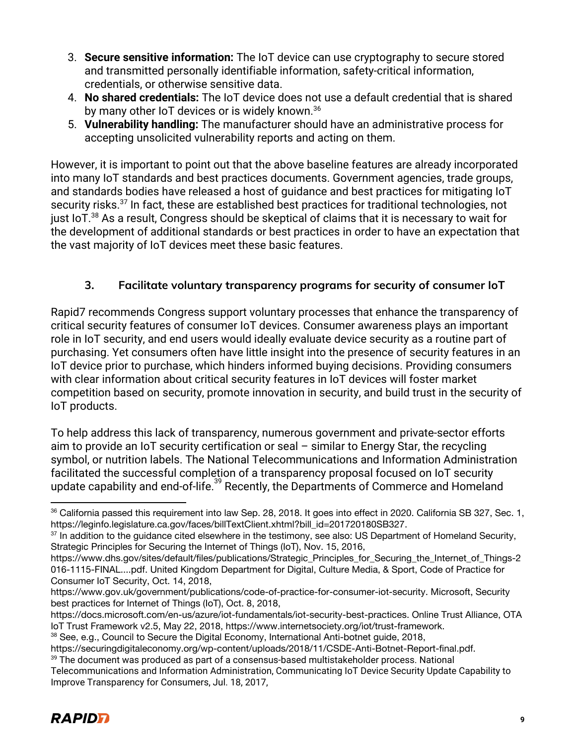3. **Secure sensitive information:** The IoT device can use cryptography to secure stored and transmitted personally identifiable information, safety-critical information, credentials, or otherwise sensitive data.
4. **No shared credentials:** The IoT device does not use a default credential that is shared by many other IoT devices or is widely known.[36]
5. **Vulnerability handling:** The manufacturer should have an administrative process for accepting unsolicited vulnerability reports and acting on them.

However, it is important to point out that the above baseline features are already incorporated into many IoT standards and best practices documents. Government agencies, trade groups, and standards bodies have released a host of guidance and best practices for mitigating IoT security risks.[37] In fact, these are established best practices for traditional technologies, not just IoT.[38] As a result, Congress should be skeptical of claims that it is necessary to wait for the development of additional standards or best practices in order to have an expectation that the vast majority of IoT devices meet these basic features.

### 3. Facilitate voluntary transparency programs for security of consumer IoT

Rapid7 recommends Congress support voluntary processes that enhance the transparency of critical security features of consumer IoT devices. Consumer awareness plays an important role in IoT security, and end users would ideally evaluate device security as a routine part of purchasing. Yet consumers often have little insight into the presence of security features in an IoT device prior to purchase, which hinders informed buying decisions. Providing consumers with clear information about critical security features in IoT devices will foster market competition based on security, promote innovation in security, and build trust in the security of IoT products.

To help address this lack of transparency, numerous government and private-sector efforts aim to provide an IoT security certification or seal – similar to Energy Star, the recycling symbol, or nutrition labels. The National Telecommunications and Information Administration facilitated the successful completion of a transparency proposal focused on IoT security update capability and end-of-life.[39] Recently, the Departments of Commerce and Homeland

---

[36] California passed this requirement into law Sep. 28, 2018. It goes into effect in 2020. California SB 327, Sec. 1, https://leginfo.legislature.ca.gov/faces/billTextClient.xhtml?bill_id=201720180SB327.

[37] In addition to the guidance cited elsewhere in the testimony, see also: US Department of Homeland Security, Strategic Principles for Securing the Internet of Things (IoT), Nov. 15, 2016, https://www.dhs.gov/sites/default/files/publications/Strategic_Principles_for_Securing_the_Internet_of_Things-2016-1115-FINAL....pdf. United Kingdom Department for Digital, Culture Media, & Sport, Code of Practice for Consumer IoT Security, Oct. 14, 2018, https://www.gov.uk/government/publications/code-of-practice-for-consumer-iot-security. Microsoft, Security best practices for Internet of Things (IoT), Oct. 8, 2018, https://docs.microsoft.com/en-us/azure/iot-fundamentals/iot-security-best-practices. Online Trust Alliance, OTA IoT Trust Framework v2.5, May 22, 2018, https://www.internetsociety.org/iot/trust-framework.

[38] See, e.g., Council to Secure the Digital Economy, International Anti-botnet guide, 2018, https://securingdigitaleconomy.org/wp-content/uploads/2018/11/CSDE-Anti-Botnet-Report-final.pdf.

[39] The document was produced as part of a consensus-based multistakeholder process. National Telecommunications and Information Administration, Communicating IoT Device Security Update Capability to Improve Transparency for Consumers, Jul. 18, 2017,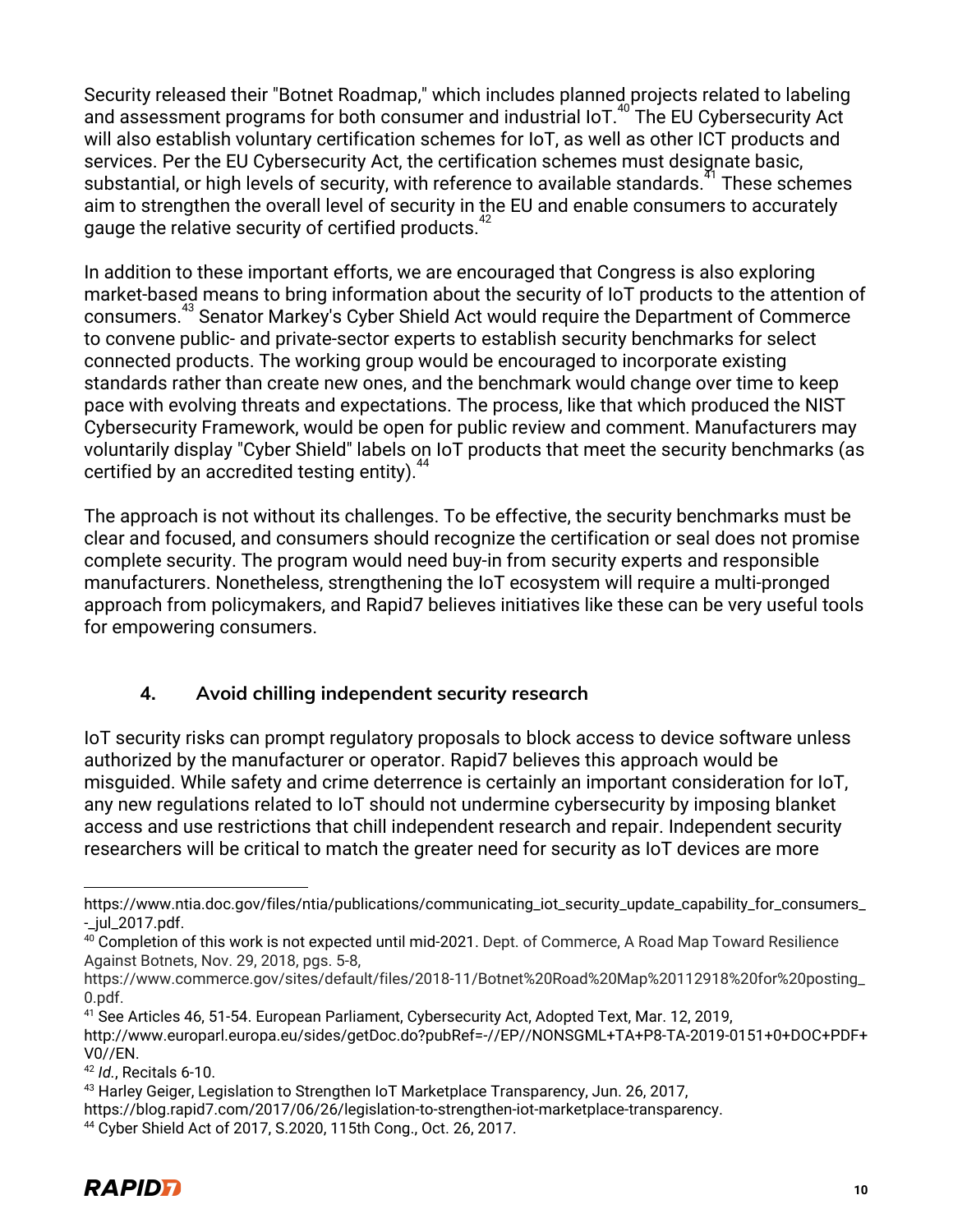Security released their "Botnet Roadmap," which includes planned projects related to labeling and assessment programs for both consumer and industrial IoT.[40] The EU Cybersecurity Act will also establish voluntary certification schemes for IoT, as well as other ICT products and services. Per the EU Cybersecurity Act, the certification schemes must designate basic, substantial, or high levels of security, with reference to available standards.[41] These schemes aim to strengthen the overall level of security in the EU and enable consumers to accurately gauge the relative security of certified products.[42]

In addition to these important efforts, we are encouraged that Congress is also exploring market-based means to bring information about the security of IoT products to the attention of consumers.[43] Senator Markey's Cyber Shield Act would require the Department of Commerce to convene public- and private-sector experts to establish security benchmarks for select connected products. The working group would be encouraged to incorporate existing standards rather than create new ones, and the benchmark would change over time to keep pace with evolving threats and expectations. The process, like that which produced the NIST Cybersecurity Framework, would be open for public review and comment. Manufacturers may voluntarily display "Cyber Shield" labels on IoT products that meet the security benchmarks (as certified by an accredited testing entity).[44]

The approach is not without its challenges. To be effective, the security benchmarks must be clear and focused, and consumers should recognize the certification or seal does not promise complete security. The program would need buy-in from security experts and responsible manufacturers. Nonetheless, strengthening the IoT ecosystem will require a multi-pronged approach from policymakers, and Rapid7 believes initiatives like these can be very useful tools for empowering consumers.

### 4. Avoid chilling independent security research

IoT security risks can prompt regulatory proposals to block access to device software unless authorized by the manufacturer or operator. Rapid7 believes this approach would be misguided. While safety and crime deterrence is certainly an important consideration for IoT, any new regulations related to IoT should not undermine cybersecurity by imposing blanket access and use restrictions that chill independent research and repair. Independent security researchers will be critical to match the greater need for security as IoT devices are more

---

https://www.ntia.doc.gov/files/ntia/publications/communicating_iot_security_update_capability_for_consumers_-_jul_2017.pdf.

[40] Completion of this work is not expected until mid-2021. Dept. of Commerce, A Road Map Toward Resilience Against Botnets, Nov. 29, 2018, pgs. 5-8, https://www.commerce.gov/sites/default/files/2018-11/Botnet%20Road%20Map%20112918%20for%20posting_0.pdf.

[41] See Articles 46, 51-54. European Parliament, Cybersecurity Act, Adopted Text, Mar. 12, 2019, http://www.europarl.europa.eu/sides/getDoc.do?pubRef=-//EP//NONSGML+TA+P8-TA-2019-0151+0+DOC+PDF+V0//EN.

[42] *Id.*, Recitals 6-10.

[43] Harley Geiger, Legislation to Strengthen IoT Marketplace Transparency, Jun. 26, 2017, https://blog.rapid7.com/2017/06/26/legislation-to-strengthen-iot-marketplace-transparency.

[44] Cyber Shield Act of 2017, S.2020, 115th Cong., Oct. 26, 2017.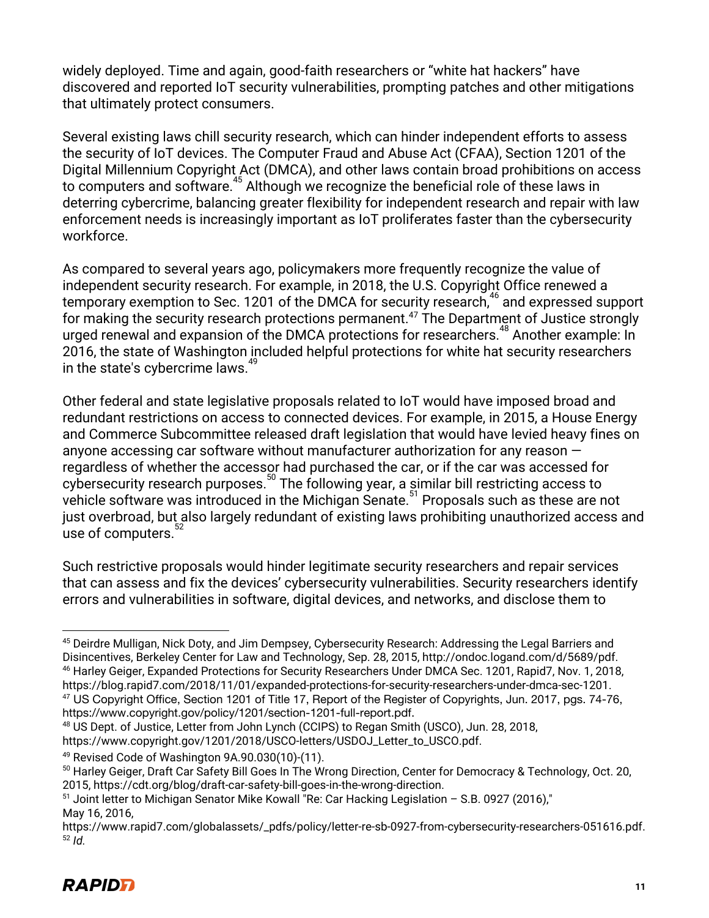widely deployed. Time and again, good-faith researchers or "white hat hackers" have discovered and reported IoT security vulnerabilities, prompting patches and other mitigations that ultimately protect consumers.

Several existing laws chill security research, which can hinder independent efforts to assess the security of IoT devices. The Computer Fraud and Abuse Act (CFAA), Section 1201 of the Digital Millennium Copyright Act (DMCA), and other laws contain broad prohibitions on access to computers and software.[45] Although we recognize the beneficial role of these laws in deterring cybercrime, balancing greater flexibility for independent research and repair with law enforcement needs is increasingly important as IoT proliferates faster than the cybersecurity workforce.

As compared to several years ago, policymakers more frequently recognize the value of independent security research. For example, in 2018, the U.S. Copyright Office renewed a temporary exemption to Sec. 1201 of the DMCA for security research,[46] and expressed support for making the security research protections permanent.[47] The Department of Justice strongly urged renewal and expansion of the DMCA protections for researchers.[48] Another example: In 2016, the state of Washington included helpful protections for white hat security researchers in the state's cybercrime laws.[49]

Other federal and state legislative proposals related to IoT would have imposed broad and redundant restrictions on access to connected devices. For example, in 2015, a House Energy and Commerce Subcommittee released draft legislation that would have levied heavy fines on anyone accessing car software without manufacturer authorization for any reason — regardless of whether the accessor had purchased the car, or if the car was accessed for cybersecurity research purposes.[50] The following year, a similar bill restricting access to vehicle software was introduced in the Michigan Senate.[51] Proposals such as these are not just overbroad, but also largely redundant of existing laws prohibiting unauthorized access and use of computers.[52]

Such restrictive proposals would hinder legitimate security researchers and repair services that can assess and fix the devices' cybersecurity vulnerabilities. Security researchers identify errors and vulnerabilities in software, digital devices, and networks, and disclose them to

---

[45] Deirdre Mulligan, Nick Doty, and Jim Dempsey, Cybersecurity Research: Addressing the Legal Barriers and Disincentives, Berkeley Center for Law and Technology, Sep. 28, 2015, http://ondoc.logand.com/d/5689/pdf.

[46] Harley Geiger, Expanded Protections for Security Researchers Under DMCA Sec. 1201, Rapid7, Nov. 1, 2018, https://blog.rapid7.com/2018/11/01/expanded-protections-for-security-researchers-under-dmca-sec-1201.

[47] US Copyright Office, Section 1201 of Title 17, Report of the Register of Copyrights, Jun. 2017, pgs. 74-76, https://www.copyright.gov/policy/1201/section-1201-full-report.pdf.

[48] US Dept. of Justice, Letter from John Lynch (CCIPS) to Regan Smith (USCO), Jun. 28, 2018, https://www.copyright.gov/1201/2018/USCO-letters/USDOJ_Letter_to_USCO.pdf.

[49] Revised Code of Washington 9A.90.030(10)-(11).

[50] Harley Geiger, Draft Car Safety Bill Goes In The Wrong Direction, Center for Democracy & Technology, Oct. 20, 2015, https://cdt.org/blog/draft-car-safety-bill-goes-in-the-wrong-direction.

[51] Joint letter to Michigan Senator Mike Kowall "Re: Car Hacking Legislation – S.B. 0927 (2016)," May 16, 2016, https://www.rapid7.com/globalassets/_pdfs/policy/letter-re-sb-0927-from-cybersecurity-researchers-051616.pdf.

[52] *Id.*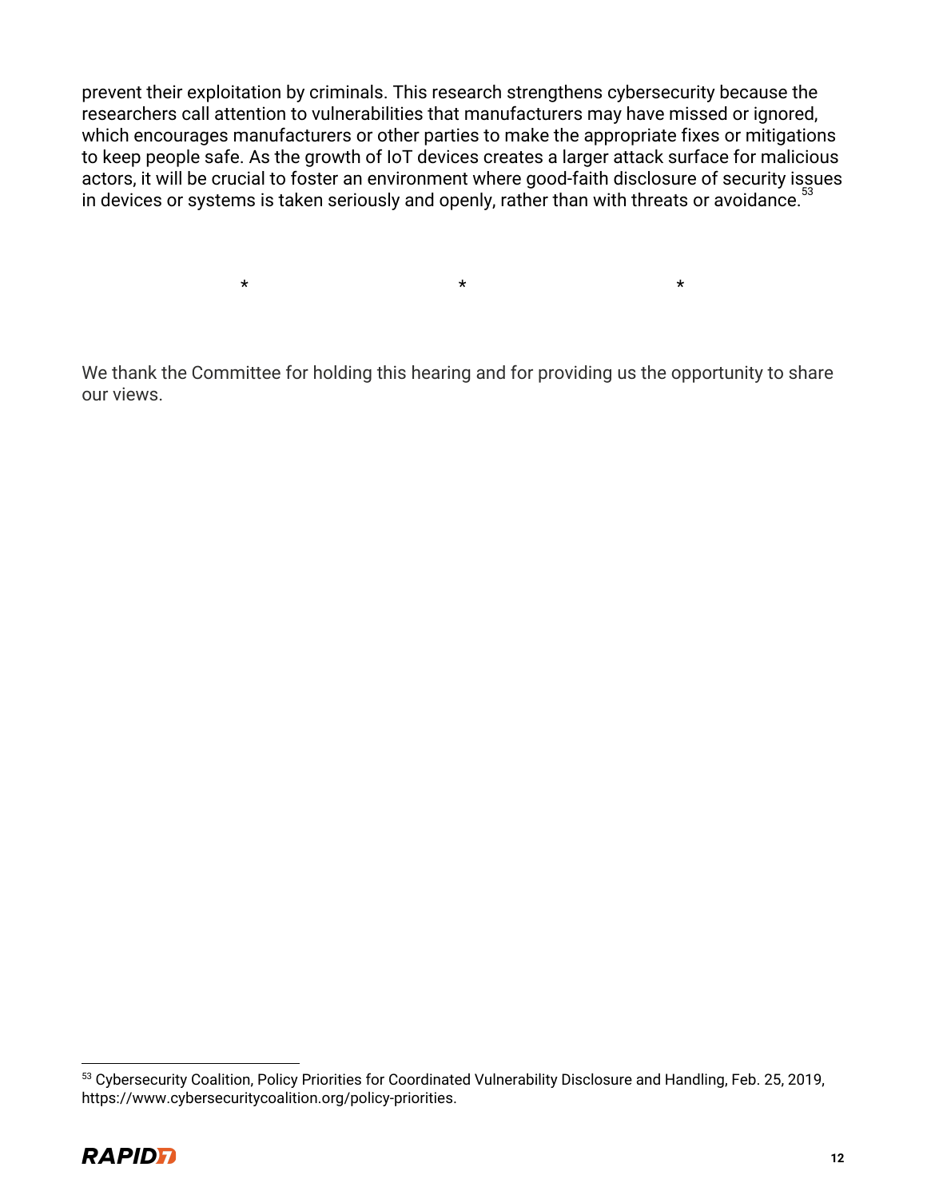prevent their exploitation by criminals. This research strengthens cybersecurity because the researchers call attention to vulnerabilities that manufacturers may have missed or ignored, which encourages manufacturers or other parties to make the appropriate fixes or mitigations to keep people safe. As the growth of IoT devices creates a larger attack surface for malicious actors, it will be crucial to foster an environment where good-faith disclosure of security issues in devices or systems is taken seriously and openly, rather than with threats or avoidance.[53]

\* \* \*

We thank the Committee for holding this hearing and for providing us the opportunity to share our views.

[53] Cybersecurity Coalition, Policy Priorities for Coordinated Vulnerability Disclosure and Handling, Feb. 25, 2019, https://www.cybersecuritycoalition.org/policy-priorities.